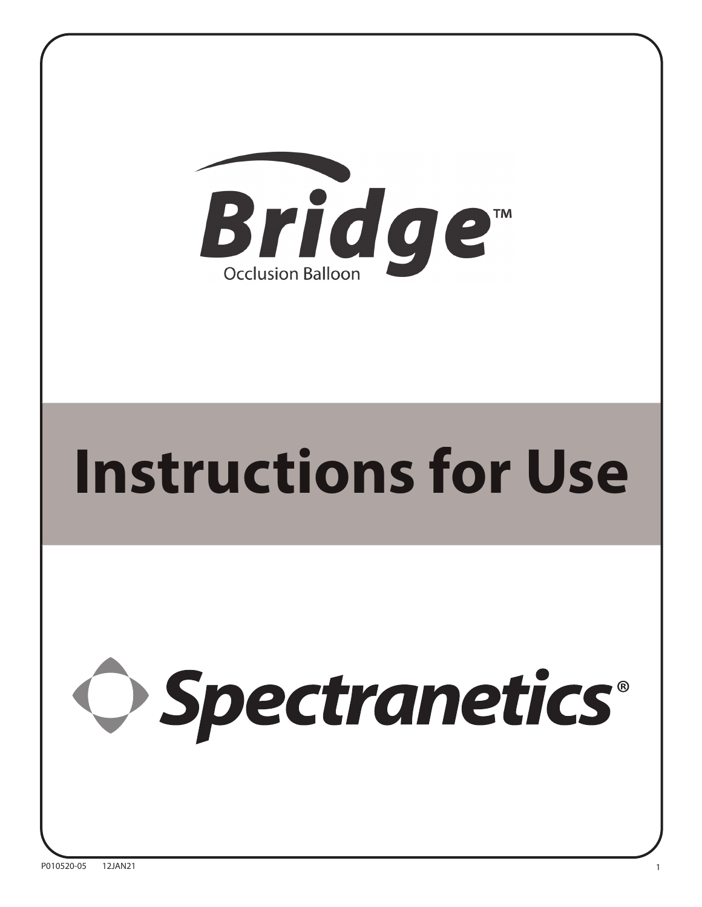# Bridge™

Occlusion Balloon

# Instructions for Use

Spectranetics®

P010520-05 12JAN21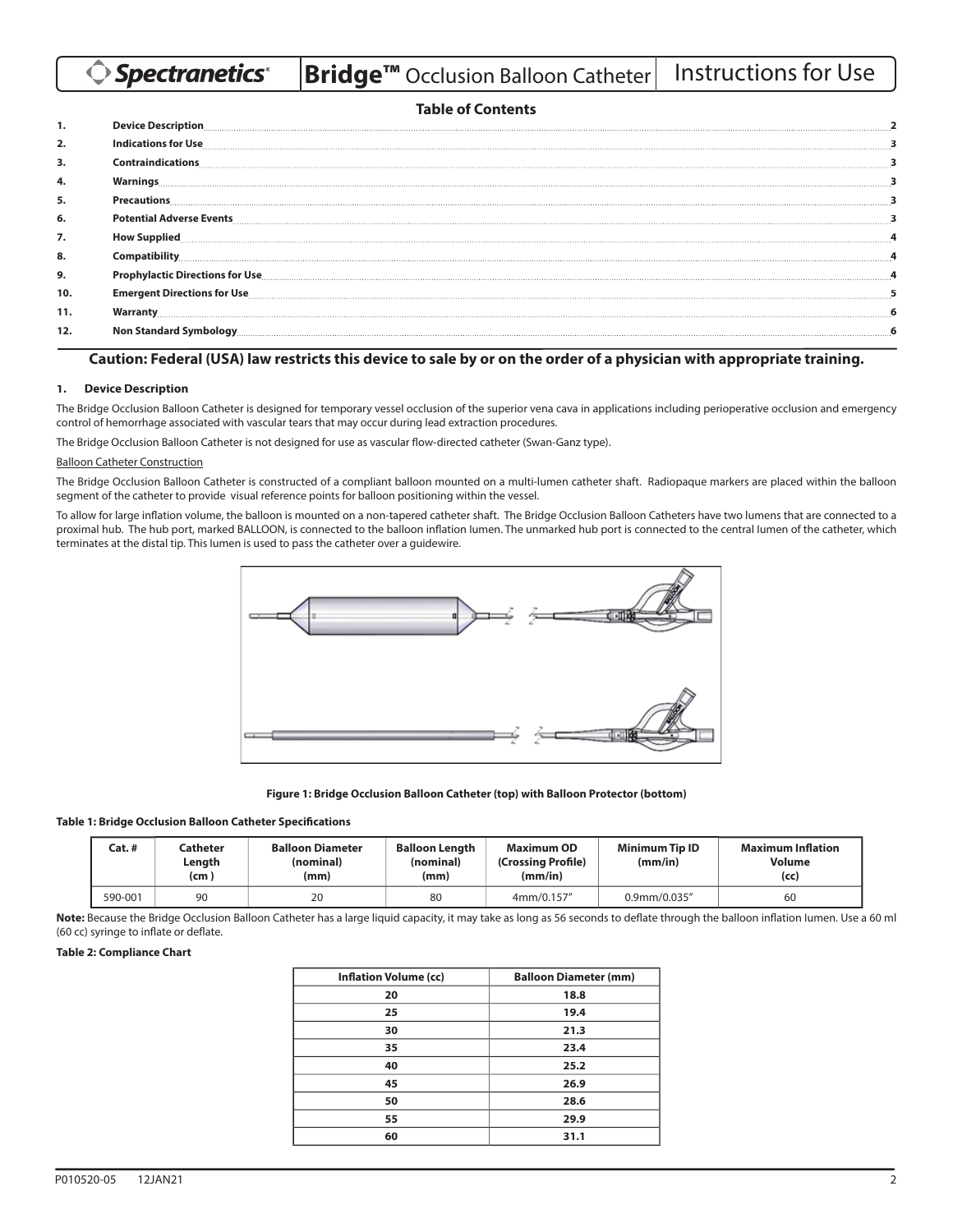# Spectranetics | Bridge™ Occlusion Balloon Catheter | Instructions for Use

## Table of Contents

| | | |
|---|---|---|
| 1. | Device Description | 2 |
| 2. | Indications for Use | 3 |
| 3. | Contraindications | 3 |
| 4. | Warnings | 3 |
| 5. | Precautions | 3 |
| 6. | Potential Adverse Events | 3 |
| 7. | How Supplied | 4 |
| 8. | Compatibility | 4 |
| 9. | Prophylactic Directions for Use | 4 |
| 10. | Emergent Directions for Use | 5 |
| 11. | Warranty | 6 |
| 12. | Non Standard Symbology | 6 |

**Caution: Federal (USA) law restricts this device to sale by or on the order of a physician with appropriate training.**

## 1. Device Description

The Bridge Occlusion Balloon Catheter is designed for temporary vessel occlusion of the superior vena cava in applications including perioperative occlusion and emergency control of hemorrhage associated with vascular tears that may occur during lead extraction procedures.

The Bridge Occlusion Balloon Catheter is not designed for use as vascular flow-directed catheter (Swan-Ganz type).

### Balloon Catheter Construction

The Bridge Occlusion Balloon Catheter is constructed of a compliant balloon mounted on a multi-lumen catheter shaft. Radiopaque markers are placed within the balloon segment of the catheter to provide visual reference points for balloon positioning within the vessel.

To allow for large inflation volume, the balloon is mounted on a non-tapered catheter shaft. The Bridge Occlusion Balloon Catheters have two lumens that are connected to a proximal hub. The hub port, marked BALLOON, is connected to the balloon inflation lumen. The unmarked hub port is connected to the central lumen of the catheter, which terminates at the distal tip. This lumen is used to pass the catheter over a guidewire.

**Figure 1: Bridge Occlusion Balloon Catheter (top) with Balloon Protector (bottom)**

**Table 1: Bridge Occlusion Balloon Catheter Specifications**

| Cat. # | Catheter Length (cm) | Balloon Diameter (nominal) (mm) | Balloon Length (nominal) (mm) | Maximum OD (Crossing Profile) (mm/in) | Minimum Tip ID (mm/in) | Maximum Inflation Volume (cc) |
|---|---|---|---|---|---|---|
| 590-001 | 90 | 20 | 80 | 4mm/0.157" | 0.9mm/0.035" | 60 |

**Note:** Because the Bridge Occlusion Balloon Catheter has a large liquid capacity, it may take as long as 56 seconds to deflate through the balloon inflation lumen. Use a 60 ml (60 cc) syringe to inflate or deflate.

**Table 2: Compliance Chart**

| Inflation Volume (cc) | Balloon Diameter (mm) |
|---|---|
| 20 | 18.8 |
| 25 | 19.4 |
| 30 | 21.3 |
| 35 | 23.4 |
| 40 | 25.2 |
| 45 | 26.9 |
| 50 | 28.6 |
| 55 | 29.9 |
| 60 | 31.1 |

P010520-05 12JAN21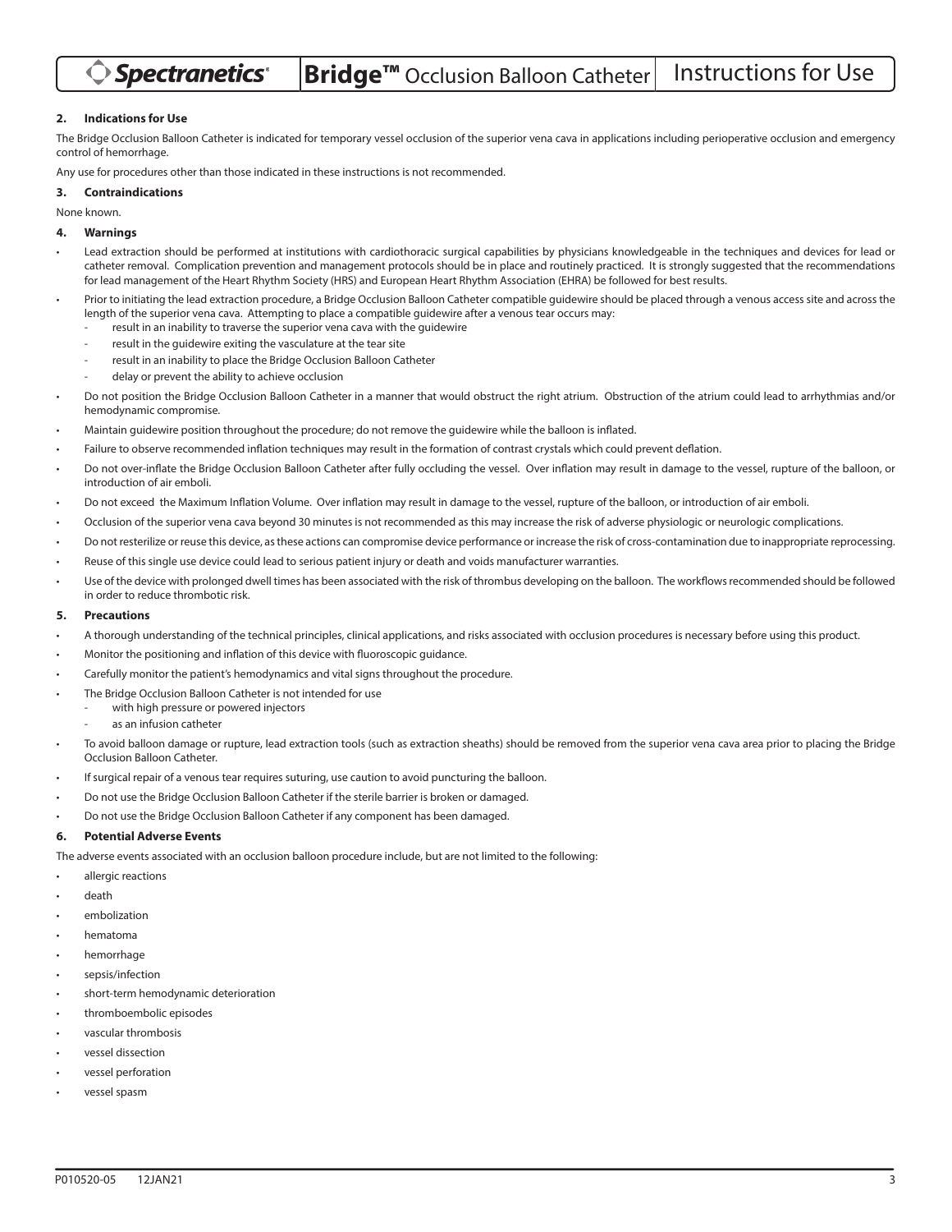## 2. Indications for Use

The Bridge Occlusion Balloon Catheter is indicated for temporary vessel occlusion of the superior vena cava in applications including perioperative occlusion and emergency control of hemorrhage.

Any use for procedures other than those indicated in these instructions is not recommended.

## 3. Contraindications

None known.

## 4. Warnings

- Lead extraction should be performed at institutions with cardiothoracic surgical capabilities by physicians knowledgeable in the techniques and devices for lead or catheter removal. Complication prevention and management protocols should be in place and routinely practiced. It is strongly suggested that the recommendations for lead management of the Heart Rhythm Society (HRS) and European Heart Rhythm Association (EHRA) be followed for best results.
- Prior to initiating the lead extraction procedure, a Bridge Occlusion Balloon Catheter compatible guidewire should be placed through a venous access site and across the length of the superior vena cava. Attempting to place a compatible guidewire after a venous tear occurs may:
  - result in an inability to traverse the superior vena cava with the guidewire
  - result in the guidewire exiting the vasculature at the tear site
  - result in an inability to place the Bridge Occlusion Balloon Catheter
  - delay or prevent the ability to achieve occlusion
- Do not position the Bridge Occlusion Balloon Catheter in a manner that would obstruct the right atrium. Obstruction of the atrium could lead to arrhythmias and/or hemodynamic compromise.
- Maintain guidewire position throughout the procedure; do not remove the guidewire while the balloon is inflated.
- Failure to observe recommended inflation techniques may result in the formation of contrast crystals which could prevent deflation.
- Do not over-inflate the Bridge Occlusion Balloon Catheter after fully occluding the vessel. Over inflation may result in damage to the vessel, rupture of the balloon, or introduction of air emboli.
- Do not exceed the Maximum Inflation Volume. Over inflation may result in damage to the vessel, rupture of the balloon, or introduction of air emboli.
- Occlusion of the superior vena cava beyond 30 minutes is not recommended as this may increase the risk of adverse physiologic or neurologic complications.
- Do not resterilize or reuse this device, as these actions can compromise device performance or increase the risk of cross-contamination due to inappropriate reprocessing.
- Reuse of this single use device could lead to serious patient injury or death and voids manufacturer warranties.
- Use of the device with prolonged dwell times has been associated with the risk of thrombus developing on the balloon. The workflows recommended should be followed in order to reduce thrombotic risk.

## 5. Precautions

- A thorough understanding of the technical principles, clinical applications, and risks associated with occlusion procedures is necessary before using this product.
- Monitor the positioning and inflation of this device with fluoroscopic guidance.
- Carefully monitor the patient's hemodynamics and vital signs throughout the procedure.
- The Bridge Occlusion Balloon Catheter is not intended for use
  - with high pressure or powered injectors
  - as an infusion catheter
- To avoid balloon damage or rupture, lead extraction tools (such as extraction sheaths) should be removed from the superior vena cava area prior to placing the Bridge Occlusion Balloon Catheter.
- If surgical repair of a venous tear requires suturing, use caution to avoid puncturing the balloon.
- Do not use the Bridge Occlusion Balloon Catheter if the sterile barrier is broken or damaged.
- Do not use the Bridge Occlusion Balloon Catheter if any component has been damaged.

## 6. Potential Adverse Events

The adverse events associated with an occlusion balloon procedure include, but are not limited to the following:

- allergic reactions
- death
- embolization
- hematoma
- hemorrhage
- sepsis/infection
- short-term hemodynamic deterioration
- thromboembolic episodes
- vascular thrombosis
- vessel dissection
- vessel perforation
- vessel spasm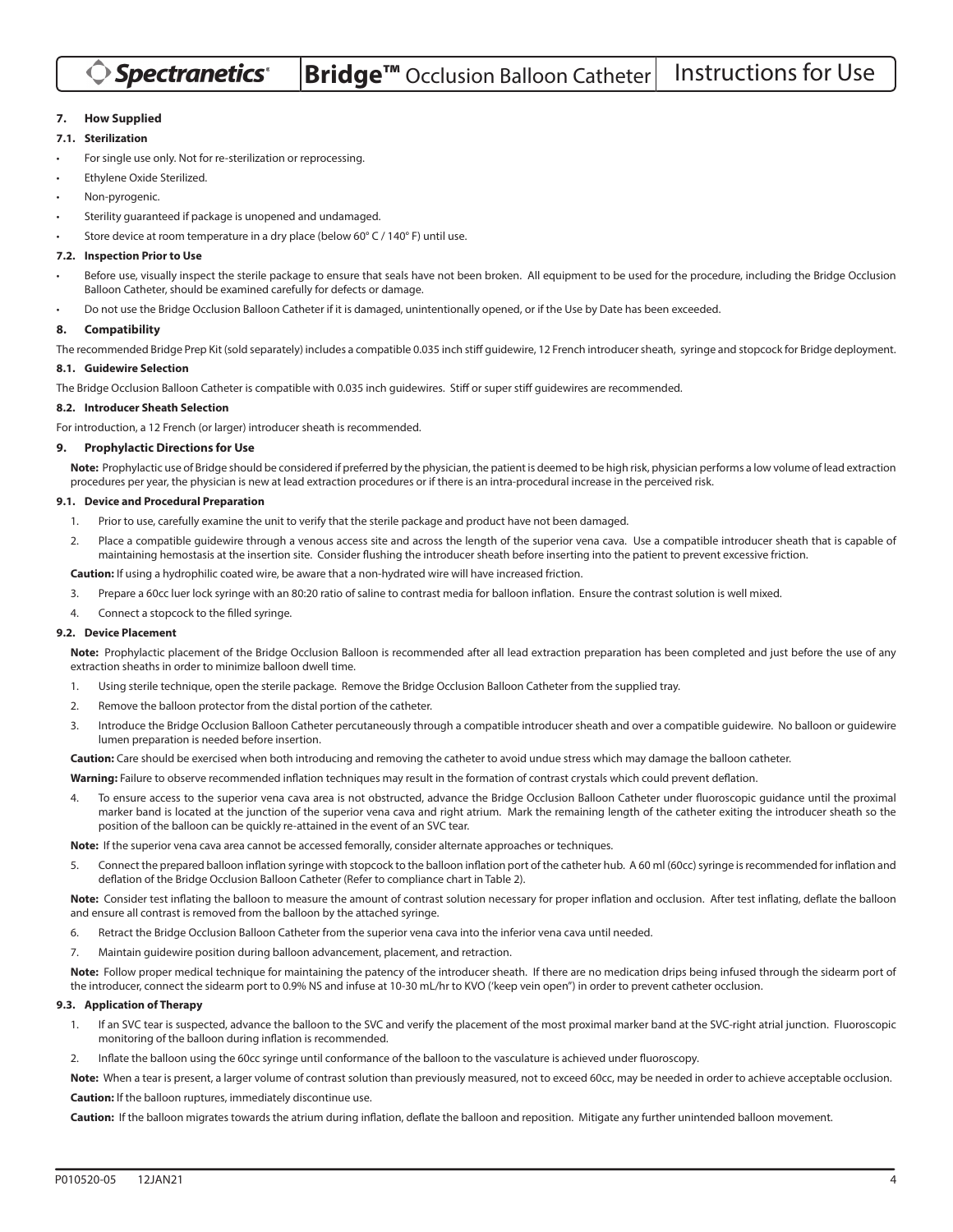## 7. How Supplied

### 7.1. Sterilization

- For single use only. Not for re-sterilization or reprocessing.
- Ethylene Oxide Sterilized.
- Non-pyrogenic.
- Sterility guaranteed if package is unopened and undamaged.
- Store device at room temperature in a dry place (below 60° C / 140° F) until use.

### 7.2. Inspection Prior to Use

- Before use, visually inspect the sterile package to ensure that seals have not been broken. All equipment to be used for the procedure, including the Bridge Occlusion Balloon Catheter, should be examined carefully for defects or damage.
- Do not use the Bridge Occlusion Balloon Catheter if it is damaged, unintentionally opened, or if the Use by Date has been exceeded.

## 8. Compatibility

The recommended Bridge Prep Kit (sold separately) includes a compatible 0.035 inch stiff guidewire, 12 French introducer sheath, syringe and stopcock for Bridge deployment.

### 8.1. Guidewire Selection

The Bridge Occlusion Balloon Catheter is compatible with 0.035 inch guidewires. Stiff or super stiff guidewires are recommended.

### 8.2. Introducer Sheath Selection

For introduction, a 12 French (or larger) introducer sheath is recommended.

## 9. Prophylactic Directions for Use

**Note:** Prophylactic use of Bridge should be considered if preferred by the physician, the patient is deemed to be high risk, physician performs a low volume of lead extraction procedures per year, the physician is new at lead extraction procedures or if there is an intra-procedural increase in the perceived risk.

### 9.1. Device and Procedural Preparation

1. Prior to use, carefully examine the unit to verify that the sterile package and product have not been damaged.
2. Place a compatible guidewire through a venous access site and across the length of the superior vena cava. Use a compatible introducer sheath that is capable of maintaining hemostasis at the insertion site. Consider flushing the introducer sheath before inserting into the patient to prevent excessive friction.

**Caution:** If using a hydrophilic coated wire, be aware that a non-hydrated wire will have increased friction.

3. Prepare a 60cc luer lock syringe with an 80:20 ratio of saline to contrast media for balloon inflation. Ensure the contrast solution is well mixed.
4. Connect a stopcock to the filled syringe.

### 9.2. Device Placement

**Note:** Prophylactic placement of the Bridge Occlusion Balloon is recommended after all lead extraction preparation has been completed and just before the use of any extraction sheaths in order to minimize balloon dwell time.

1. Using sterile technique, open the sterile package. Remove the Bridge Occlusion Balloon Catheter from the supplied tray.
2. Remove the balloon protector from the distal portion of the catheter.
3. Introduce the Bridge Occlusion Balloon Catheter percutaneously through a compatible introducer sheath and over a compatible guidewire. No balloon or guidewire lumen preparation is needed before insertion.

**Caution:** Care should be exercised when both introducing and removing the catheter to avoid undue stress which may damage the balloon catheter.

**Warning:** Failure to observe recommended inflation techniques may result in the formation of contrast crystals which could prevent deflation.

4. To ensure access to the superior vena cava area is not obstructed, advance the Bridge Occlusion Balloon Catheter under fluoroscopic guidance until the proximal marker band is located at the junction of the superior vena cava and right atrium. Mark the remaining length of the catheter exiting the introducer sheath so the position of the balloon can be quickly re-attained in the event of an SVC tear.

**Note:** If the superior vena cava area cannot be accessed femorally, consider alternate approaches or techniques.

5. Connect the prepared balloon inflation syringe with stopcock to the balloon inflation port of the catheter hub. A 60 ml (60cc) syringe is recommended for inflation and deflation of the Bridge Occlusion Balloon Catheter (Refer to compliance chart in Table 2).

**Note:** Consider test inflating the balloon to measure the amount of contrast solution necessary for proper inflation and occlusion. After test inflating, deflate the balloon and ensure all contrast is removed from the balloon by the attached syringe.

6. Retract the Bridge Occlusion Balloon Catheter from the superior vena cava into the inferior vena cava until needed.
7. Maintain guidewire position during balloon advancement, placement, and retraction.

**Note:** Follow proper medical technique for maintaining the patency of the introducer sheath. If there are no medication drips being infused through the sidearm port of the introducer, connect the sidearm port to 0.9% NS and infuse at 10-30 mL/hr to KVO ('keep vein open") in order to prevent catheter occlusion.

### 9.3. Application of Therapy

1. If an SVC tear is suspected, advance the balloon to the SVC and verify the placement of the most proximal marker band at the SVC-right atrial junction. Fluoroscopic monitoring of the balloon during inflation is recommended.
2. Inflate the balloon using the 60cc syringe until conformance of the balloon to the vasculature is achieved under fluoroscopy.

**Note:** When a tear is present, a larger volume of contrast solution than previously measured, not to exceed 60cc, may be needed in order to achieve acceptable occlusion.

**Caution:** If the balloon ruptures, immediately discontinue use.

**Caution:** If the balloon migrates towards the atrium during inflation, deflate the balloon and reposition. Mitigate any further unintended balloon movement.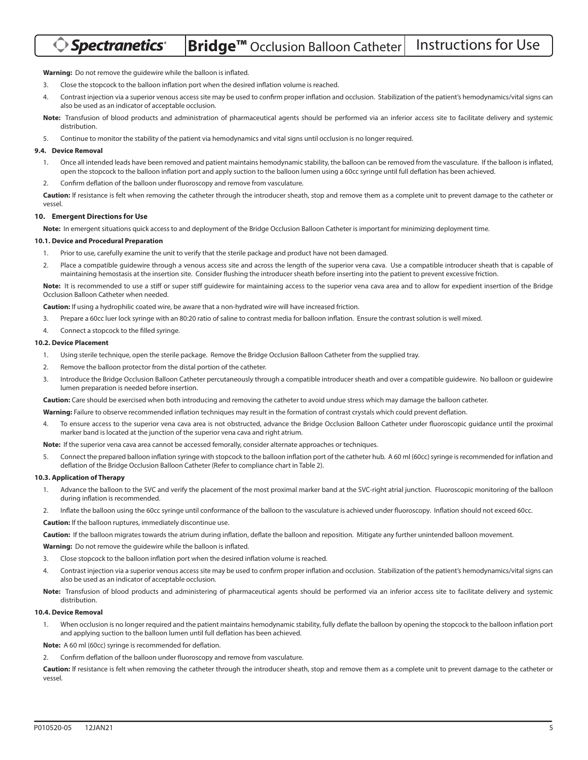**Warning:** Do not remove the guidewire while the balloon is inflated.

3. Close the stopcock to the balloon inflation port when the desired inflation volume is reached.
4. Contrast injection via a superior venous access site may be used to confirm proper inflation and occlusion. Stabilization of the patient's hemodynamics/vital signs can also be used as an indicator of acceptable occlusion.

**Note:** Transfusion of blood products and administration of pharmaceutical agents should be performed via an inferior access site to facilitate delivery and systemic distribution.

5. Continue to monitor the stability of the patient via hemodynamics and vital signs until occlusion is no longer required.

### 9.4. Device Removal

1. Once all intended leads have been removed and patient maintains hemodynamic stability, the balloon can be removed from the vasculature. If the balloon is inflated, open the stopcock to the balloon inflation port and apply suction to the balloon lumen using a 60cc syringe until full deflation has been achieved.
2. Confirm deflation of the balloon under fluoroscopy and remove from vasculature.

**Caution:** If resistance is felt when removing the catheter through the introducer sheath, stop and remove them as a complete unit to prevent damage to the catheter or vessel.

## 10. Emergent Directions for Use

**Note:** In emergent situations quick access to and deployment of the Bridge Occlusion Balloon Catheter is important for minimizing deployment time.

### 10.1. Device and Procedural Preparation

1. Prior to use, carefully examine the unit to verify that the sterile package and product have not been damaged.
2. Place a compatible guidewire through a venous access site and across the length of the superior vena cava. Use a compatible introducer sheath that is capable of maintaining hemostasis at the insertion site. Consider flushing the introducer sheath before inserting into the patient to prevent excessive friction.

**Note:** It is recommended to use a stiff or super stiff guidewire for maintaining access to the superior vena cava area and to allow for expedient insertion of the Bridge Occlusion Balloon Catheter when needed.

**Caution:** If using a hydrophilic coated wire, be aware that a non-hydrated wire will have increased friction.

3. Prepare a 60cc luer lock syringe with an 80:20 ratio of saline to contrast media for balloon inflation. Ensure the contrast solution is well mixed.
4. Connect a stopcock to the filled syringe.

### 10.2. Device Placement

1. Using sterile technique, open the sterile package. Remove the Bridge Occlusion Balloon Catheter from the supplied tray.
2. Remove the balloon protector from the distal portion of the catheter.
3. Introduce the Bridge Occlusion Balloon Catheter percutaneously through a compatible introducer sheath and over a compatible guidewire. No balloon or guidewire lumen preparation is needed before insertion.

**Caution:** Care should be exercised when both introducing and removing the catheter to avoid undue stress which may damage the balloon catheter.

**Warning:** Failure to observe recommended inflation techniques may result in the formation of contrast crystals which could prevent deflation.

4. To ensure access to the superior vena cava area is not obstructed, advance the Bridge Occlusion Balloon Catheter under fluoroscopic guidance until the proximal marker band is located at the junction of the superior vena cava and right atrium.

**Note:** If the superior vena cava area cannot be accessed femorally, consider alternate approaches or techniques.

5. Connect the prepared balloon inflation syringe with stopcock to the balloon inflation port of the catheter hub. A 60 ml (60cc) syringe is recommended for inflation and deflation of the Bridge Occlusion Balloon Catheter (Refer to compliance chart in Table 2).

### 10.3. Application of Therapy

1. Advance the balloon to the SVC and verify the placement of the most proximal marker band at the SVC-right atrial junction. Fluoroscopic monitoring of the balloon during inflation is recommended.
2. Inflate the balloon using the 60cc syringe until conformance of the balloon to the vasculature is achieved under fluoroscopy. Inflation should not exceed 60cc.

**Caution:** If the balloon ruptures, immediately discontinue use.

**Caution:** If the balloon migrates towards the atrium during inflation, deflate the balloon and reposition. Mitigate any further unintended balloon movement.

**Warning:** Do not remove the guidewire while the balloon is inflated.

3. Close stopcock to the balloon inflation port when the desired inflation volume is reached.
4. Contrast injection via a superior venous access site may be used to confirm proper inflation and occlusion. Stabilization of the patient's hemodynamics/vital signs can also be used as an indicator of acceptable occlusion.

**Note:** Transfusion of blood products and administering of pharmaceutical agents should be performed via an inferior access site to facilitate delivery and systemic distribution.

### 10.4. Device Removal

1. When occlusion is no longer required and the patient maintains hemodynamic stability, fully deflate the balloon by opening the stopcock to the balloon inflation port and applying suction to the balloon lumen until full deflation has been achieved.

**Note:** A 60 ml (60cc) syringe is recommended for deflation.

2. Confirm deflation of the balloon under fluoroscopy and remove from vasculature.

**Caution:** If resistance is felt when removing the catheter through the introducer sheath, stop and remove them as a complete unit to prevent damage to the catheter or vessel.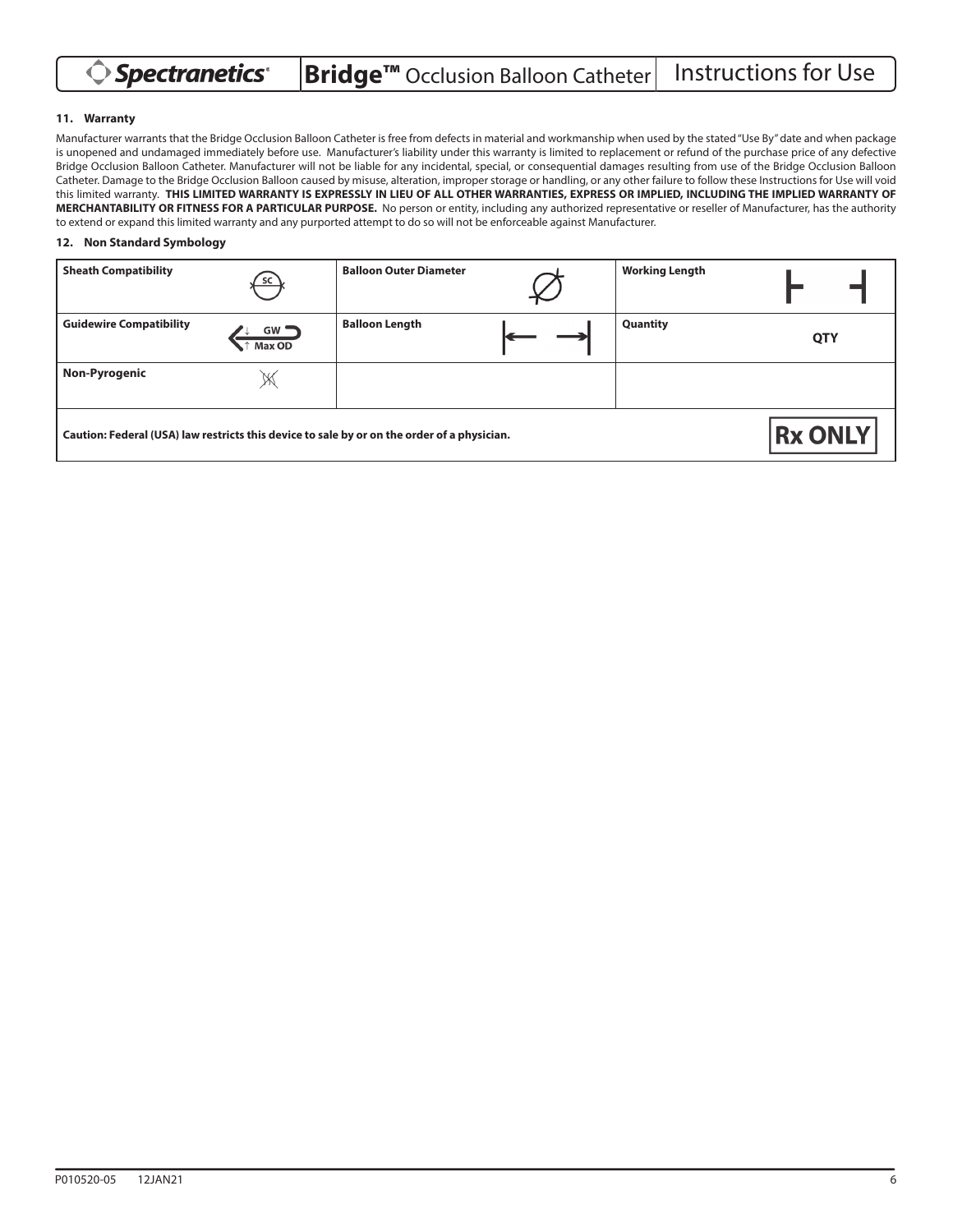## 11. Warranty

Manufacturer warrants that the Bridge Occlusion Balloon Catheter is free from defects in material and workmanship when used by the stated "Use By" date and when package is unopened and undamaged immediately before use. Manufacturer's liability under this warranty is limited to replacement or refund of the purchase price of any defective Bridge Occlusion Balloon Catheter. Manufacturer will not be liable for any incidental, special, or consequential damages resulting from use of the Bridge Occlusion Balloon Catheter. Damage to the Bridge Occlusion Balloon caused by misuse, alteration, improper storage or handling, or any other failure to follow these Instructions for Use will void this limited warranty. **THIS LIMITED WARRANTY IS EXPRESSLY IN LIEU OF ALL OTHER WARRANTIES, EXPRESS OR IMPLIED, INCLUDING THE IMPLIED WARRANTY OF MERCHANTABILITY OR FITNESS FOR A PARTICULAR PURPOSE.** No person or entity, including any authorized representative or reseller of Manufacturer, has the authority to extend or expand this limited warranty and any purported attempt to do so will not be enforceable against Manufacturer.

## 12. Non Standard Symbology

| Symbol | | Symbol | | Symbol | |
|---|---|---|---|---|---|
| **Sheath Compatibility** | SC | **Balloon Outer Diameter** | ∅ | **Working Length** | ⊢ ⊣ |
| **Guidewire Compatibility** | GW ↓ ↑ Max OD | **Balloon Length** | \|← →\| | **Quantity** | QTY |
| **Non-Pyrogenic** | | | | | |
| **Caution: Federal (USA) law restricts this device to sale by or on the order of a physician.** | | | | | **Rx ONLY** |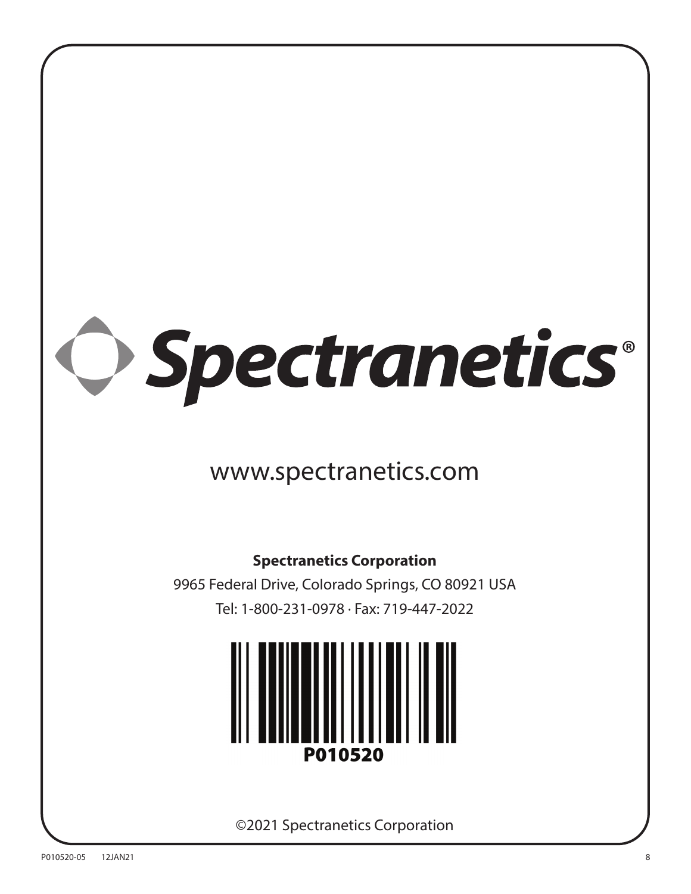Spectranetics®

www.spectranetics.com

**Spectranetics Corporation**

9965 Federal Drive, Colorado Springs, CO 80921 USA

Tel: 1-800-231-0978 · Fax: 719-447-2022

P010520

©2021 Spectranetics Corporation